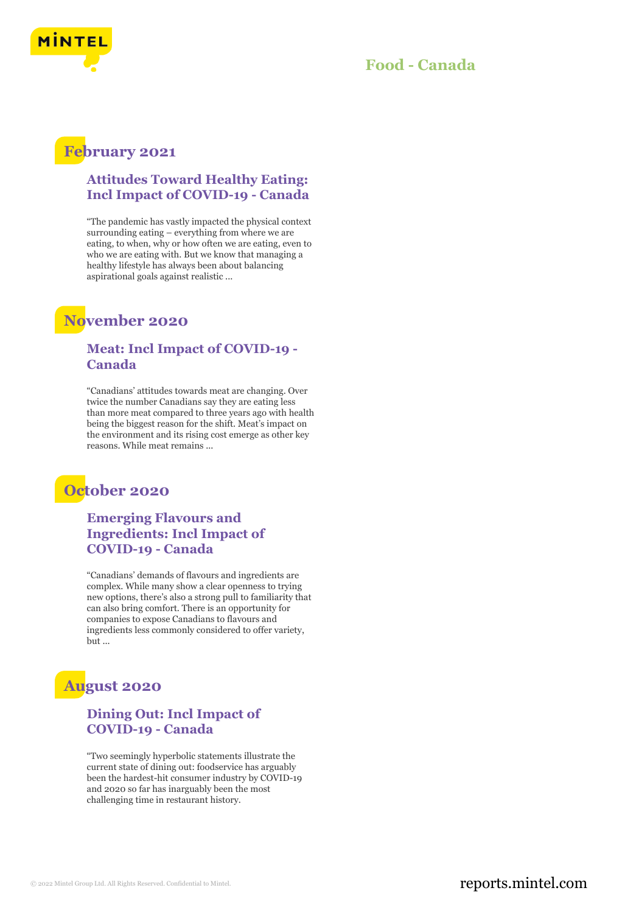# Food - Canada

## February 2021

### Attitudes Toward Healthy Eating: Incl Impact of COVID-19 - Canada

"The pandemic has vastly impacted the physical context surrounding eating – everything from where we are eating, to when, why or how often we are eating, even to who we are eating with. But we know that managing a healthy lifestyle has always been about balancing aspirational goals against realistic ...

## November 2020

### Meat: Incl Impact of COVID-19 - Canada

"Canadians' attitudes towards meat are changing. Over twice the number Canadians say they are eating less than more meat compared to three years ago with health being the biggest reason for the shift. Meat's impact on the environment and its rising cost emerge as other key reasons. While meat remains ...

## October 2020

### Emerging Flavours and Ingredients: Incl Impact of COVID-19 - Canada

"Canadians' demands of flavours and ingredients are complex. While many show a clear openness to trying new options, there's also a strong pull to familiarity that can also bring comfort. There is an opportunity for companies to expose Canadians to flavours and ingredients less commonly considered to offer variety, but ...

## August 2020

### Dining Out: Incl Impact of COVID-19 - Canada

"Two seemingly hyperbolic statements illustrate the current state of dining out: foodservice has arguably been the hardest-hit consumer industry by COVID-19 and 2020 so far has inarguably been the most challenging time in restaurant history.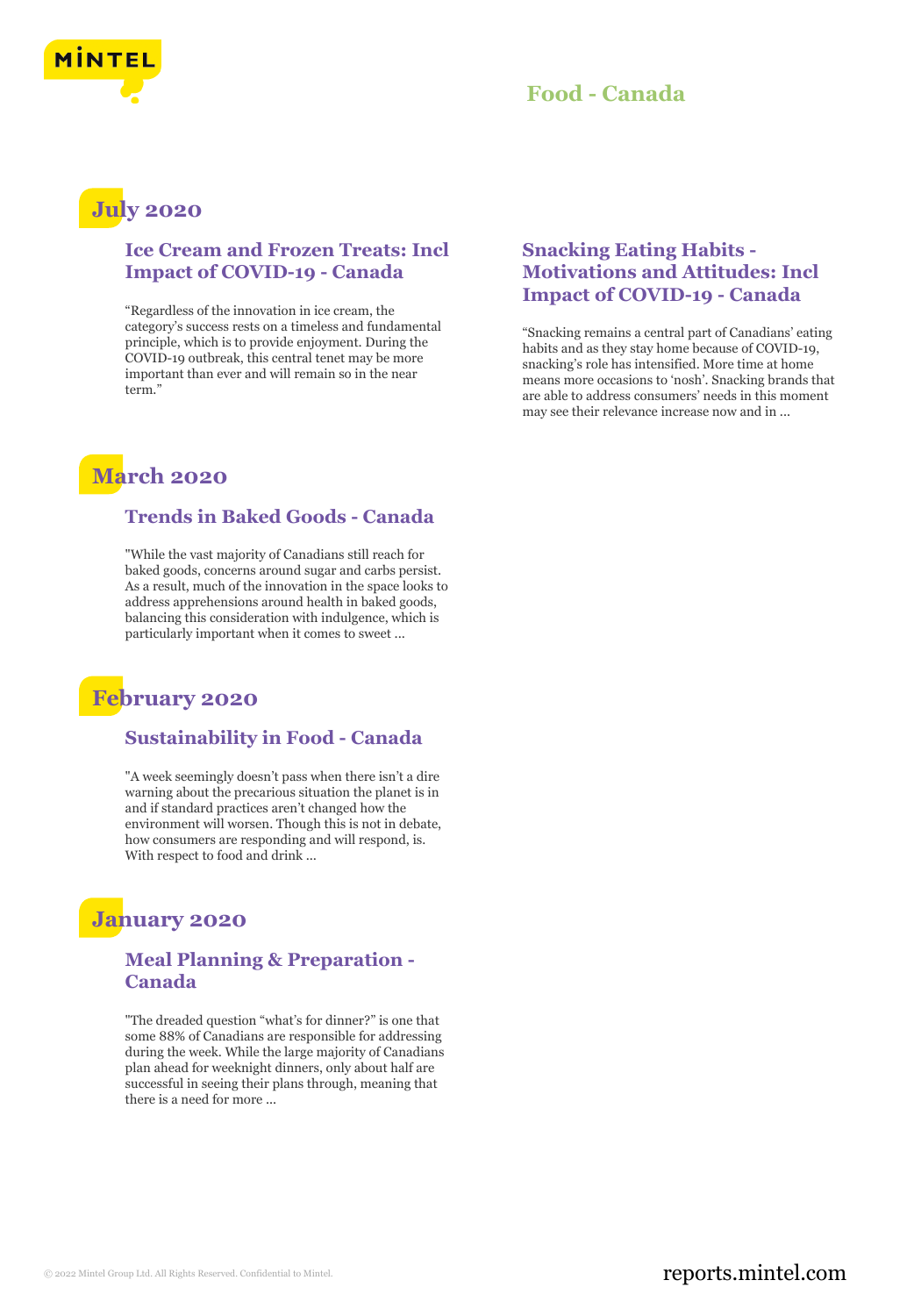## July 2020

### Ice Cream and Frozen Treats: Incl Impact of COVID-19 - Canada

“Regardless of the innovation in ice cream, the category’s success rests on a timeless and fundamental principle, which is to provide enjoyment. During the COVID-19 outbreak, this central tenet may be more important than ever and will remain so in the near term.”

### Snacking Eating Habits - Motivations and Attitudes: Incl Impact of COVID-19 - Canada

“Snacking remains a central part of Canadians’ eating habits and as they stay home because of COVID-19, snacking’s role has intensified. More time at home means more occasions to ‘nosh’. Snacking brands that are able to address consumers’ needs in this moment may see their relevance increase now and in ...

## March 2020

### Trends in Baked Goods - Canada

"While the vast majority of Canadians still reach for baked goods, concerns around sugar and carbs persist. As a result, much of the innovation in the space looks to address apprehensions around health in baked goods, balancing this consideration with indulgence, which is particularly important when it comes to sweet ...

## February 2020

### Sustainability in Food - Canada

"A week seemingly doesn’t pass when there isn’t a dire warning about the precarious situation the planet is in and if standard practices aren’t changed how the environment will worsen. Though this is not in debate, how consumers are responding and will respond, is. With respect to food and drink ...

## January 2020

### Meal Planning & Preparation - Canada

"The dreaded question “what’s for dinner?” is one that some 88% of Canadians are responsible for addressing during the week. While the large majority of Canadians plan ahead for weeknight dinners, only about half are successful in seeing their plans through, meaning that there is a need for more ...